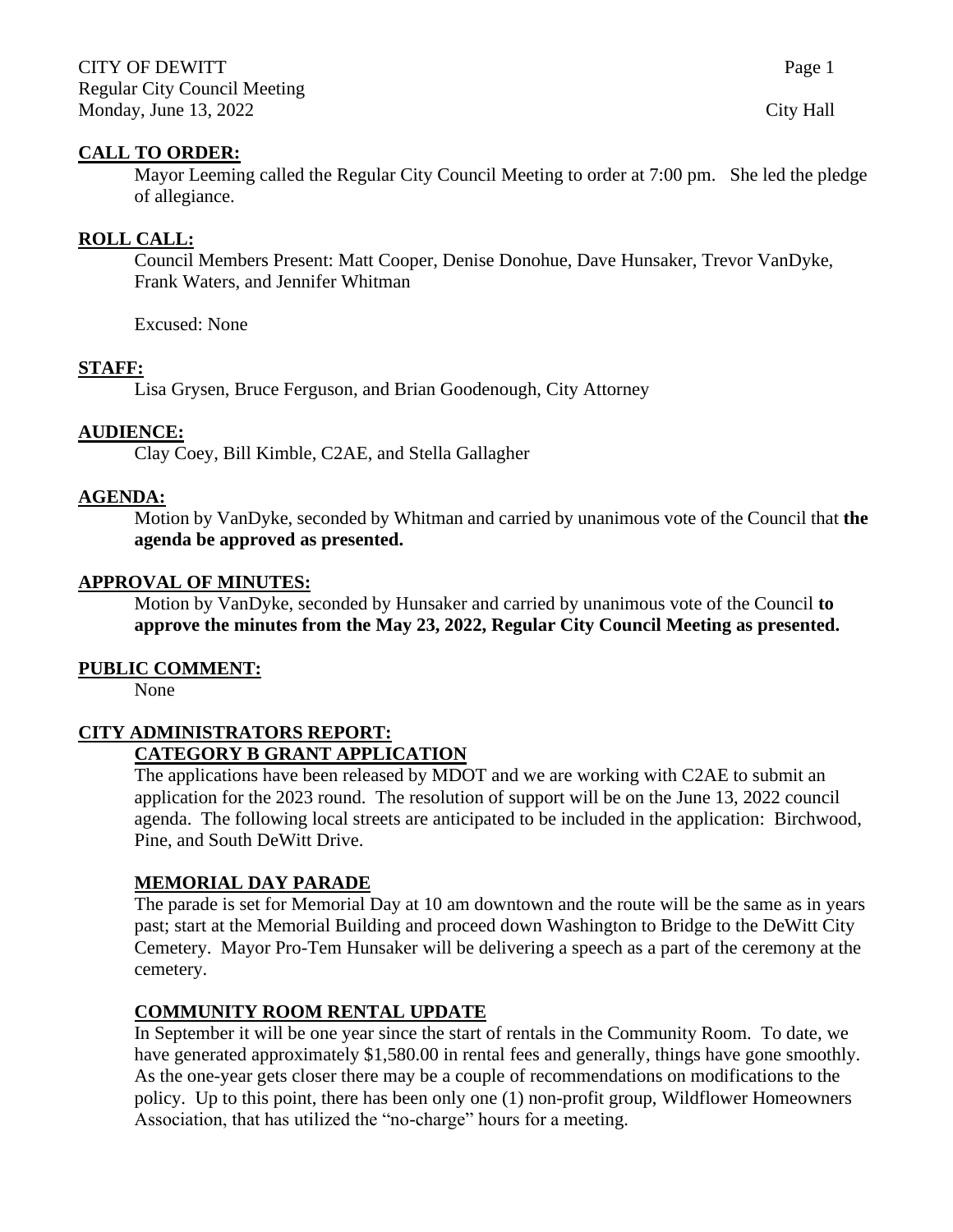CITY OF DEWITT
Regular City Council Meeting
Monday, June 13, 2022 City Hall

**CALL TO ORDER:**

Mayor Leeming called the Regular City Council Meeting to order at 7:00 pm. She led the pledge of allegiance.

**ROLL CALL:**

Council Members Present: Matt Cooper, Denise Donohue, Dave Hunsaker, Trevor VanDyke, Frank Waters, and Jennifer Whitman

Excused: None

**STAFF:**

Lisa Grysen, Bruce Ferguson, and Brian Goodenough, City Attorney

**AUDIENCE:**

Clay Coey, Bill Kimble, C2AE, and Stella Gallagher

**AGENDA:**

Motion by VanDyke, seconded by Whitman and carried by unanimous vote of the Council that **the agenda be approved as presented.**

**APPROVAL OF MINUTES:**

Motion by VanDyke, seconded by Hunsaker and carried by unanimous vote of the Council **to approve the minutes from the May 23, 2022, Regular City Council Meeting as presented.**

**PUBLIC COMMENT:**

None

**CITY ADMINISTRATORS REPORT:**

**CATEGORY B GRANT APPLICATION**

The applications have been released by MDOT and we are working with C2AE to submit an application for the 2023 round. The resolution of support will be on the June 13, 2022 council agenda. The following local streets are anticipated to be included in the application: Birchwood, Pine, and South DeWitt Drive.

**MEMORIAL DAY PARADE**

The parade is set for Memorial Day at 10 am downtown and the route will be the same as in years past; start at the Memorial Building and proceed down Washington to Bridge to the DeWitt City Cemetery. Mayor Pro-Tem Hunsaker will be delivering a speech as a part of the ceremony at the cemetery.

**COMMUNITY ROOM RENTAL UPDATE**

In September it will be one year since the start of rentals in the Community Room. To date, we have generated approximately $1,580.00 in rental fees and generally, things have gone smoothly. As the one-year gets closer there may be a couple of recommendations on modifications to the policy. Up to this point, there has been only one (1) non-profit group, Wildflower Homeowners Association, that has utilized the "no-charge" hours for a meeting.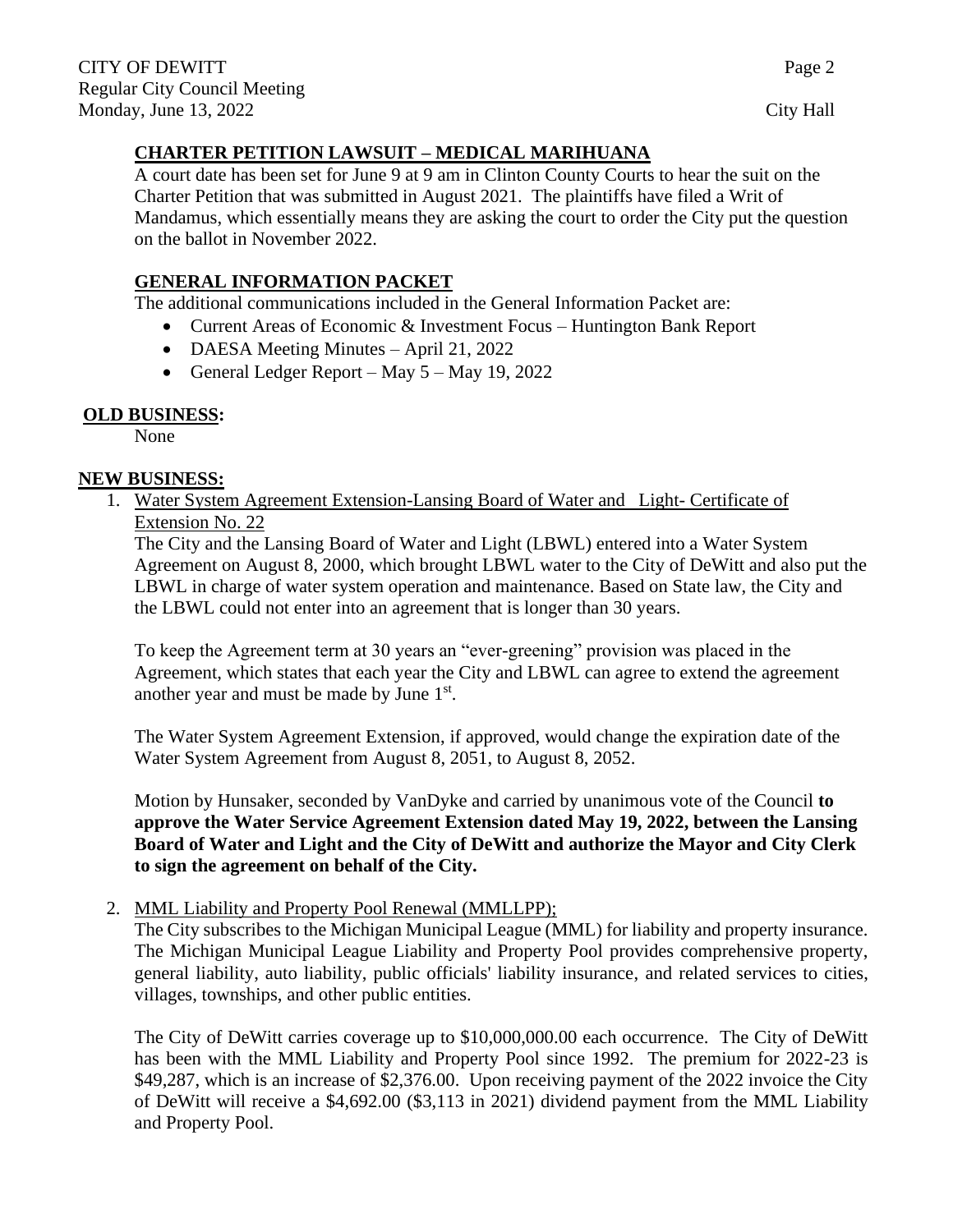## **CHARTER PETITION LAWSUIT – MEDICAL MARIHUANA**

A court date has been set for June 9 at 9 am in Clinton County Courts to hear the suit on the Charter Petition that was submitted in August 2021. The plaintiffs have filed a Writ of Mandamus, which essentially means they are asking the court to order the City put the question on the ballot in November 2022.

## **GENERAL INFORMATION PACKET**

The additional communications included in the General Information Packet are:

- Current Areas of Economic & Investment Focus – Huntington Bank Report
- DAESA Meeting Minutes – April 21, 2022
- General Ledger Report – May 5 – May 19, 2022

## **OLD BUSINESS:**

None

## **NEW BUSINESS:**

1. Water System Agreement Extension-Lansing Board of Water and Light- Certificate of Extension No. 22

   The City and the Lansing Board of Water and Light (LBWL) entered into a Water System Agreement on August 8, 2000, which brought LBWL water to the City of DeWitt and also put the LBWL in charge of water system operation and maintenance. Based on State law, the City and the LBWL could not enter into an agreement that is longer than 30 years.

   To keep the Agreement term at 30 years an "ever-greening" provision was placed in the Agreement, which states that each year the City and LBWL can agree to extend the agreement another year and must be made by June 1st.

   The Water System Agreement Extension, if approved, would change the expiration date of the Water System Agreement from August 8, 2051, to August 8, 2052.

   Motion by Hunsaker, seconded by VanDyke and carried by unanimous vote of the Council **to approve the Water Service Agreement Extension dated May 19, 2022, between the Lansing Board of Water and Light and the City of DeWitt and authorize the Mayor and City Clerk to sign the agreement on behalf of the City.**

2. MML Liability and Property Pool Renewal (MMLLPP);

   The City subscribes to the Michigan Municipal League (MML) for liability and property insurance. The Michigan Municipal League Liability and Property Pool provides comprehensive property, general liability, auto liability, public officials' liability insurance, and related services to cities, villages, townships, and other public entities.

   The City of DeWitt carries coverage up to $10,000,000.00 each occurrence. The City of DeWitt has been with the MML Liability and Property Pool since 1992. The premium for 2022-23 is $49,287, which is an increase of $2,376.00. Upon receiving payment of the 2022 invoice the City of DeWitt will receive a $4,692.00 ($3,113 in 2021) dividend payment from the MML Liability and Property Pool.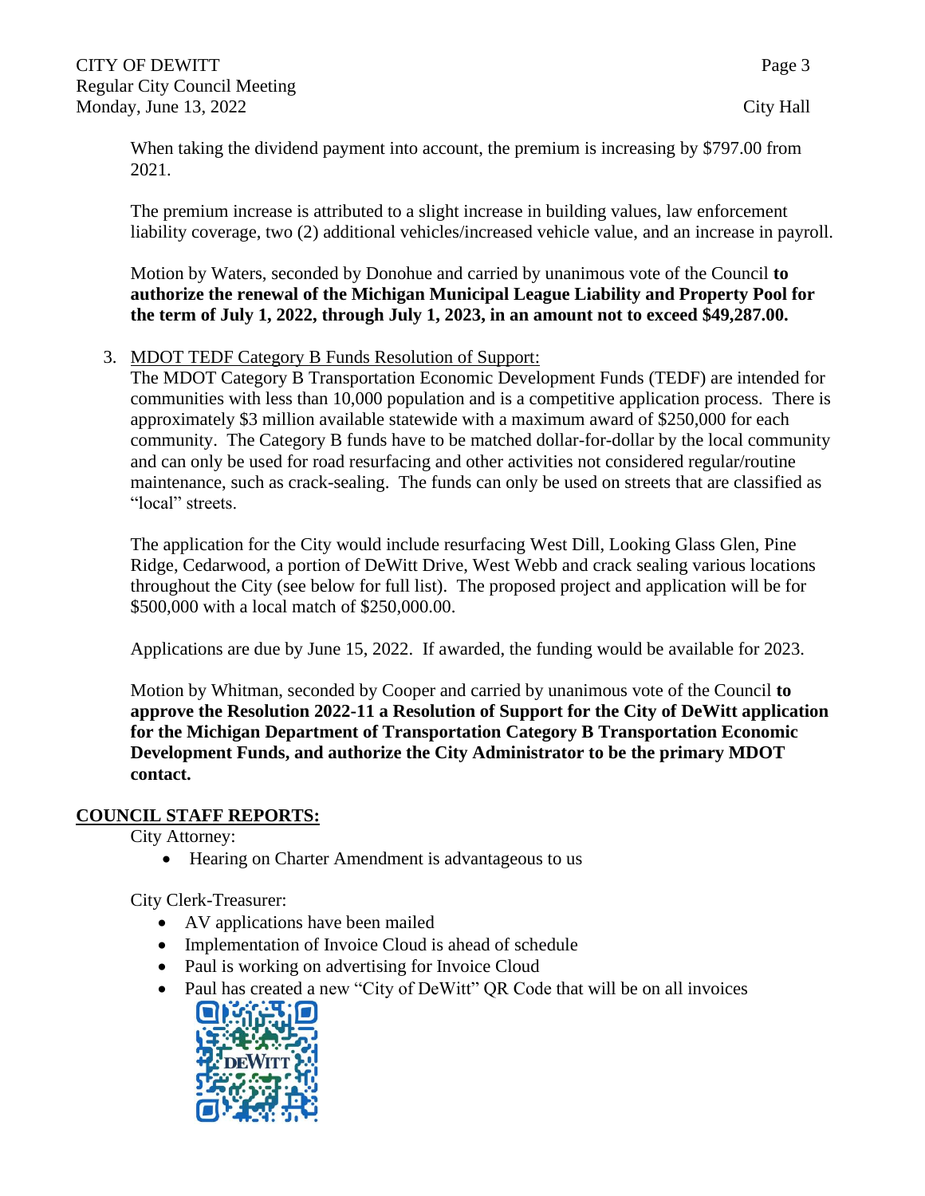When taking the dividend payment into account, the premium is increasing by $797.00 from 2021.

The premium increase is attributed to a slight increase in building values, law enforcement liability coverage, two (2) additional vehicles/increased vehicle value, and an increase in payroll.

Motion by Waters, seconded by Donohue and carried by unanimous vote of the Council **to authorize the renewal of the Michigan Municipal League Liability and Property Pool for the term of July 1, 2022, through July 1, 2023, in an amount not to exceed $49,287.00.**

3. MDOT TEDF Category B Funds Resolution of Support:

   The MDOT Category B Transportation Economic Development Funds (TEDF) are intended for communities with less than 10,000 population and is a competitive application process. There is approximately $3 million available statewide with a maximum award of $250,000 for each community. The Category B funds have to be matched dollar-for-dollar by the local community and can only be used for road resurfacing and other activities not considered regular/routine maintenance, such as crack-sealing. The funds can only be used on streets that are classified as "local" streets.

   The application for the City would include resurfacing West Dill, Looking Glass Glen, Pine Ridge, Cedarwood, a portion of DeWitt Drive, West Webb and crack sealing various locations throughout the City (see below for full list). The proposed project and application will be for $500,000 with a local match of $250,000.00.

   Applications are due by June 15, 2022. If awarded, the funding would be available for 2023.

   Motion by Whitman, seconded by Cooper and carried by unanimous vote of the Council **to approve the Resolution 2022-11 a Resolution of Support for the City of DeWitt application for the Michigan Department of Transportation Category B Transportation Economic Development Funds, and authorize the City Administrator to be the primary MDOT contact.**

## COUNCIL STAFF REPORTS:

City Attorney:

- Hearing on Charter Amendment is advantageous to us

City Clerk-Treasurer:

- AV applications have been mailed
- Implementation of Invoice Cloud is ahead of schedule
- Paul is working on advertising for Invoice Cloud
- Paul has created a new "City of DeWitt" QR Code that will be on all invoices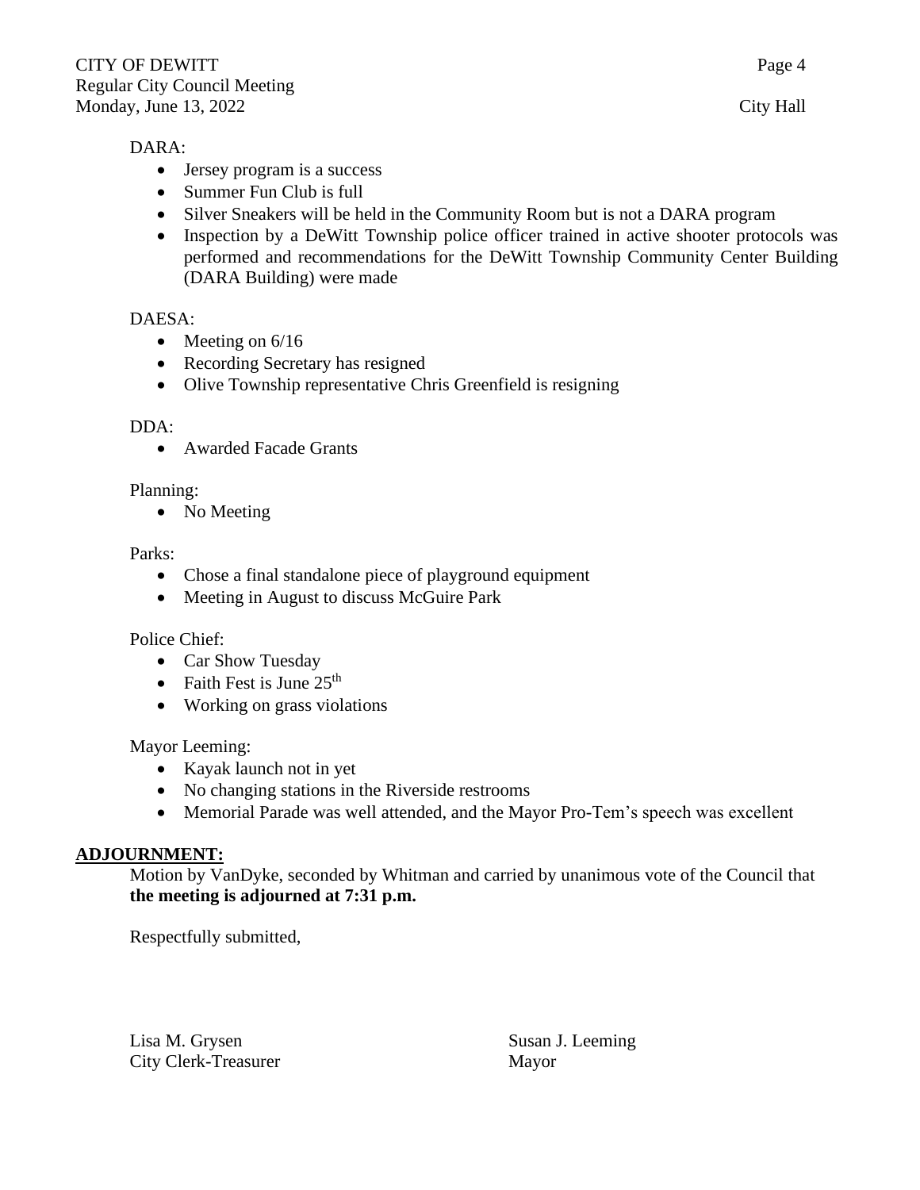DARA:

- Jersey program is a success
- Summer Fun Club is full
- Silver Sneakers will be held in the Community Room but is not a DARA program
- Inspection by a DeWitt Township police officer trained in active shooter protocols was performed and recommendations for the DeWitt Township Community Center Building (DARA Building) were made

DAESA:

- Meeting on 6/16
- Recording Secretary has resigned
- Olive Township representative Chris Greenfield is resigning

DDA:

- Awarded Facade Grants

Planning:

- No Meeting

Parks:

- Chose a final standalone piece of playground equipment
- Meeting in August to discuss McGuire Park

Police Chief:

- Car Show Tuesday
- Faith Fest is June 25th
- Working on grass violations

Mayor Leeming:

- Kayak launch not in yet
- No changing stations in the Riverside restrooms
- Memorial Parade was well attended, and the Mayor Pro-Tem's speech was excellent

**ADJOURNMENT:**

Motion by VanDyke, seconded by Whitman and carried by unanimous vote of the Council that **the meeting is adjourned at 7:31 p.m.**

Respectfully submitted,

Lisa M. Grysen
City Clerk-Treasurer

Susan J. Leeming
Mayor